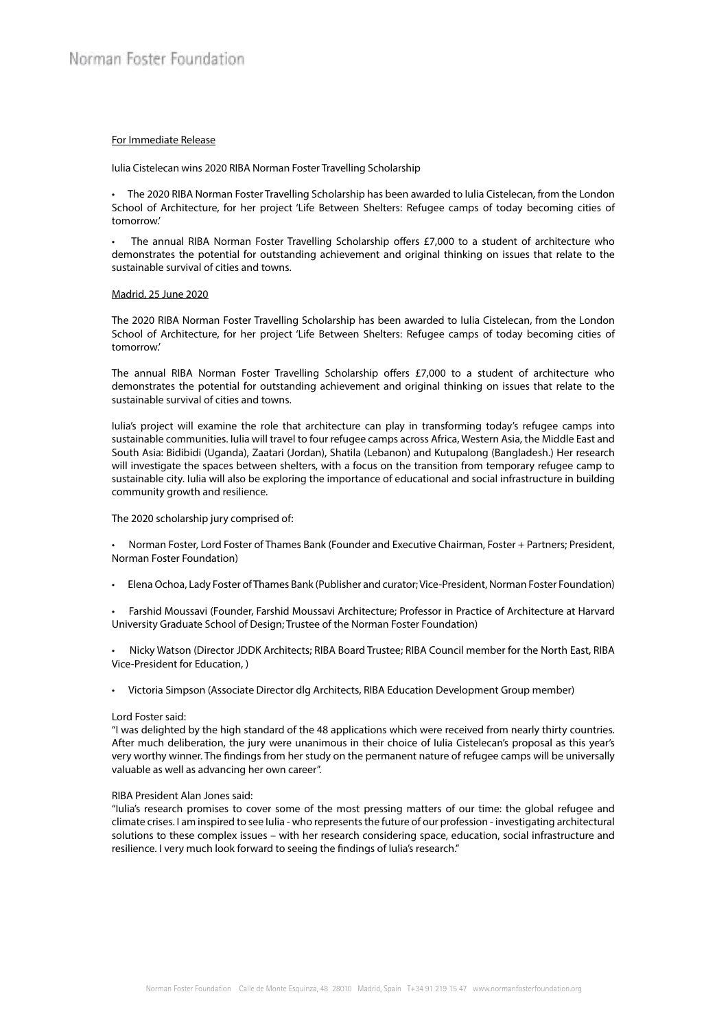Norman Foster Foundation

For Immediate Release

Iulia Cistelecan wins 2020 RIBA Norman Foster Travelling Scholarship

- The 2020 RIBA Norman Foster Travelling Scholarship has been awarded to Iulia Cistelecan, from the London School of Architecture, for her project 'Life Between Shelters: Refugee camps of today becoming cities of tomorrow.'
- The annual RIBA Norman Foster Travelling Scholarship offers £7,000 to a student of architecture who demonstrates the potential for outstanding achievement and original thinking on issues that relate to the sustainable survival of cities and towns.

Madrid, 25 June 2020

The 2020 RIBA Norman Foster Travelling Scholarship has been awarded to Iulia Cistelecan, from the London School of Architecture, for her project 'Life Between Shelters: Refugee camps of today becoming cities of tomorrow.'

The annual RIBA Norman Foster Travelling Scholarship offers £7,000 to a student of architecture who demonstrates the potential for outstanding achievement and original thinking on issues that relate to the sustainable survival of cities and towns.

Iulia's project will examine the role that architecture can play in transforming today's refugee camps into sustainable communities. Iulia will travel to four refugee camps across Africa, Western Asia, the Middle East and South Asia: Bidibidi (Uganda), Zaatari (Jordan), Shatila (Lebanon) and Kutupalong (Bangladesh.) Her research will investigate the spaces between shelters, with a focus on the transition from temporary refugee camp to sustainable city. Iulia will also be exploring the importance of educational and social infrastructure in building community growth and resilience.

The 2020 scholarship jury comprised of:

- Norman Foster, Lord Foster of Thames Bank (Founder and Executive Chairman, Foster + Partners; President, Norman Foster Foundation)
- Elena Ochoa, Lady Foster of Thames Bank (Publisher and curator; Vice-President, Norman Foster Foundation)
- Farshid Moussavi (Founder, Farshid Moussavi Architecture; Professor in Practice of Architecture at Harvard University Graduate School of Design; Trustee of the Norman Foster Foundation)
- Nicky Watson (Director JDDK Architects; RIBA Board Trustee; RIBA Council member for the North East, RIBA Vice-President for Education, )
- Victoria Simpson (Associate Director dlg Architects, RIBA Education Development Group member)

Lord Foster said:
"I was delighted by the high standard of the 48 applications which were received from nearly thirty countries. After much deliberation, the jury were unanimous in their choice of Iulia Cistelecan's proposal as this year's very worthy winner. The findings from her study on the permanent nature of refugee camps will be universally valuable as well as advancing her own career".

RIBA President Alan Jones said:
"Iulia's research promises to cover some of the most pressing matters of our time: the global refugee and climate crises. I am inspired to see Iulia - who represents the future of our profession - investigating architectural solutions to these complex issues – with her research considering space, education, social infrastructure and resilience. I very much look forward to seeing the findings of Iulia's research."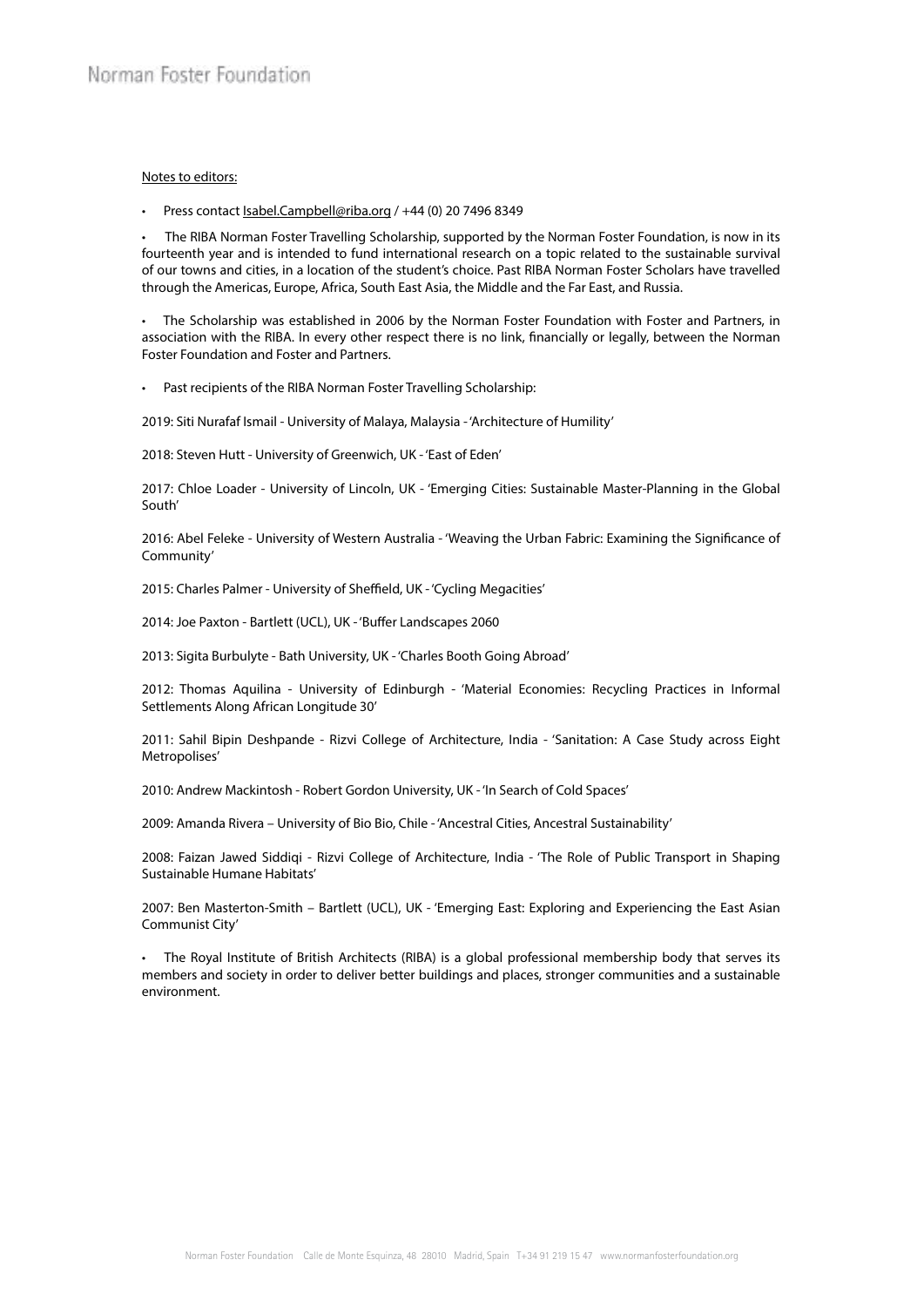Notes to editors:

- Press contact Isabel.Campbell@riba.org / +44 (0) 20 7496 8349

- The RIBA Norman Foster Travelling Scholarship, supported by the Norman Foster Foundation, is now in its fourteenth year and is intended to fund international research on a topic related to the sustainable survival of our towns and cities, in a location of the student's choice. Past RIBA Norman Foster Scholars have travelled through the Americas, Europe, Africa, South East Asia, the Middle and the Far East, and Russia.

- The Scholarship was established in 2006 by the Norman Foster Foundation with Foster and Partners, in association with the RIBA. In every other respect there is no link, financially or legally, between the Norman Foster Foundation and Foster and Partners.

- Past recipients of the RIBA Norman Foster Travelling Scholarship:

2019: Siti Nurafaf Ismail - University of Malaya, Malaysia - 'Architecture of Humility'

2018: Steven Hutt - University of Greenwich, UK - 'East of Eden'

2017: Chloe Loader - University of Lincoln, UK - 'Emerging Cities: Sustainable Master-Planning in the Global South'

2016: Abel Feleke - University of Western Australia - 'Weaving the Urban Fabric: Examining the Significance of Community'

2015: Charles Palmer - University of Sheffield, UK - 'Cycling Megacities'

2014: Joe Paxton - Bartlett (UCL), UK - 'Buffer Landscapes 2060

2013: Sigita Burbulyte - Bath University, UK - 'Charles Booth Going Abroad'

2012: Thomas Aquilina - University of Edinburgh - 'Material Economies: Recycling Practices in Informal Settlements Along African Longitude 30'

2011: Sahil Bipin Deshpande - Rizvi College of Architecture, India - 'Sanitation: A Case Study across Eight Metropolises'

2010: Andrew Mackintosh - Robert Gordon University, UK - 'In Search of Cold Spaces'

2009: Amanda Rivera – University of Bio Bio, Chile - 'Ancestral Cities, Ancestral Sustainability'

2008: Faizan Jawed Siddiqi - Rizvi College of Architecture, India - 'The Role of Public Transport in Shaping Sustainable Humane Habitats'

2007: Ben Masterton-Smith – Bartlett (UCL), UK - 'Emerging East: Exploring and Experiencing the East Asian Communist City'

- The Royal Institute of British Architects (RIBA) is a global professional membership body that serves its members and society in order to deliver better buildings and places, stronger communities and a sustainable environment.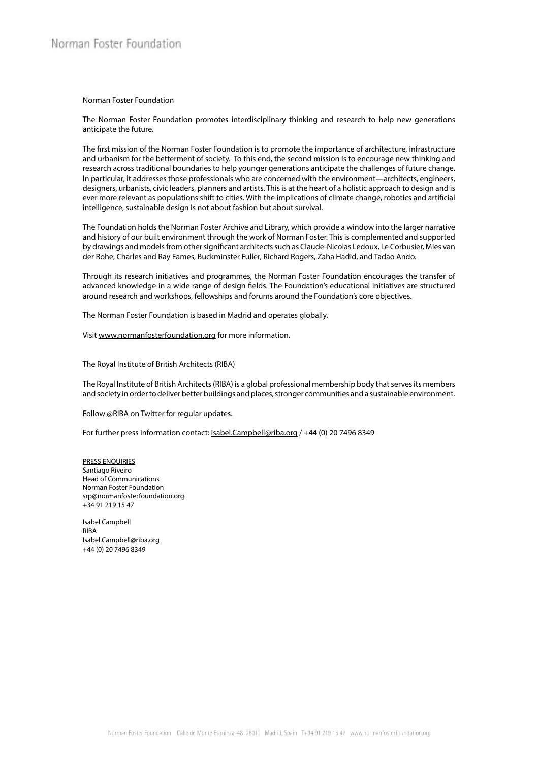Norman Foster Foundation

The Norman Foster Foundation promotes interdisciplinary thinking and research to help new generations anticipate the future.

The first mission of the Norman Foster Foundation is to promote the importance of architecture, infrastructure and urbanism for the betterment of society. To this end, the second mission is to encourage new thinking and research across traditional boundaries to help younger generations anticipate the challenges of future change. In particular, it addresses those professionals who are concerned with the environment—architects, engineers, designers, urbanists, civic leaders, planners and artists. This is at the heart of a holistic approach to design and is ever more relevant as populations shift to cities. With the implications of climate change, robotics and artificial intelligence, sustainable design is not about fashion but about survival.

The Foundation holds the Norman Foster Archive and Library, which provide a window into the larger narrative and history of our built environment through the work of Norman Foster. This is complemented and supported by drawings and models from other significant architects such as Claude-Nicolas Ledoux, Le Corbusier, Mies van der Rohe, Charles and Ray Eames, Buckminster Fuller, Richard Rogers, Zaha Hadid, and Tadao Ando.

Through its research initiatives and programmes, the Norman Foster Foundation encourages the transfer of advanced knowledge in a wide range of design fields. The Foundation's educational initiatives are structured around research and workshops, fellowships and forums around the Foundation's core objectives.

The Norman Foster Foundation is based in Madrid and operates globally.

Visit www.normanfosterfoundation.org for more information.

The Royal Institute of British Architects (RIBA)

The Royal Institute of British Architects (RIBA) is a global professional membership body that serves its members and society in order to deliver better buildings and places, stronger communities and a sustainable environment.

Follow @RIBA on Twitter for regular updates.

For further press information contact: Isabel.Campbell@riba.org / +44 (0) 20 7496 8349

PRESS ENQUIRIES
Santiago Riveiro
Head of Communications
Norman Foster Foundation
srp@normanfosterfoundation.org
+34 91 219 15 47

Isabel Campbell
RIBA
Isabel.Campbell@riba.org
+44 (0) 20 7496 8349